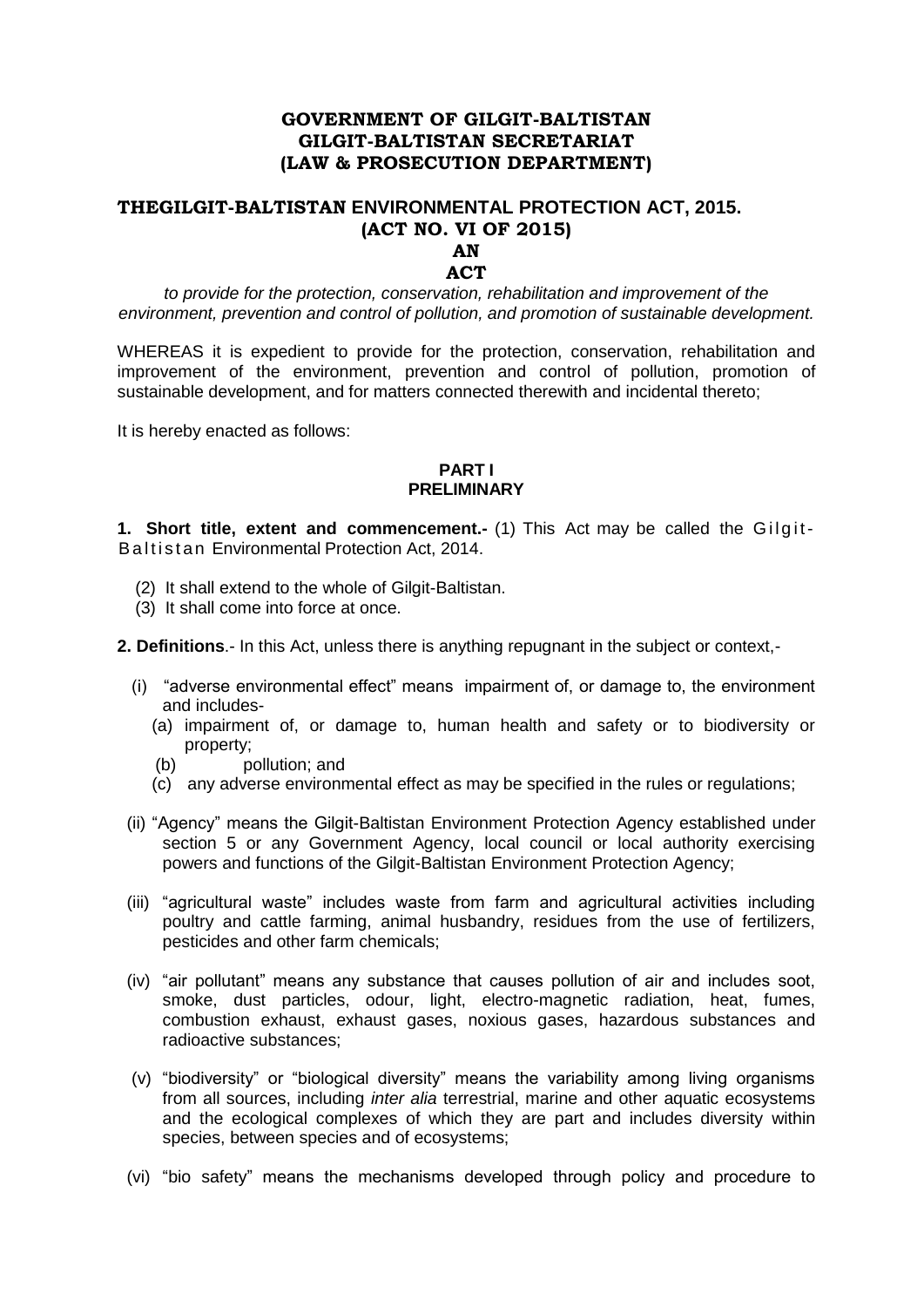**GOVERNMENT OF GILGIT-BALTISTAN**
**GILGIT-BALTISTAN SECRETARIAT**
**(LAW & PROSECUTION DEPARTMENT)**

# THEGILGIT-BALTISTAN ENVIRONMENTAL PROTECTION ACT, 2015.
## (ACT NO. VI OF 2015)
## AN
## ACT

*to provide for the protection, conservation, rehabilitation and improvement of the environment, prevention and control of pollution, and promotion of sustainable development.*

WHEREAS it is expedient to provide for the protection, conservation, rehabilitation and improvement of the environment, prevention and control of pollution, promotion of sustainable development, and for matters connected therewith and incidental thereto;

It is hereby enacted as follows:

### PART I
### PRELIMINARY

**1. Short title, extent and commencement.-** (1) This Act may be called the Gilgit-Baltistan Environmental Protection Act, 2014.

(2) It shall extend to the whole of Gilgit-Baltistan.

(3) It shall come into force at once.

**2. Definitions**.- In this Act, unless there is anything repugnant in the subject or context,-

(i) "adverse environmental effect" means impairment of, or damage to, the environment and includes-

(a) impairment of, or damage to, human health and safety or to biodiversity or property;

(b) pollution; and

(c) any adverse environmental effect as may be specified in the rules or regulations;

(ii) "Agency" means the Gilgit-Baltistan Environment Protection Agency established under section 5 or any Government Agency, local council or local authority exercising powers and functions of the Gilgit-Baltistan Environment Protection Agency;

(iii) "agricultural waste" includes waste from farm and agricultural activities including poultry and cattle farming, animal husbandry, residues from the use of fertilizers, pesticides and other farm chemicals;

(iv) "air pollutant" means any substance that causes pollution of air and includes soot, smoke, dust particles, odour, light, electro-magnetic radiation, heat, fumes, combustion exhaust, exhaust gases, noxious gases, hazardous substances and radioactive substances;

(v) "biodiversity" or "biological diversity" means the variability among living organisms from all sources, including *inter alia* terrestrial, marine and other aquatic ecosystems and the ecological complexes of which they are part and includes diversity within species, between species and of ecosystems;

(vi) "bio safety" means the mechanisms developed through policy and procedure to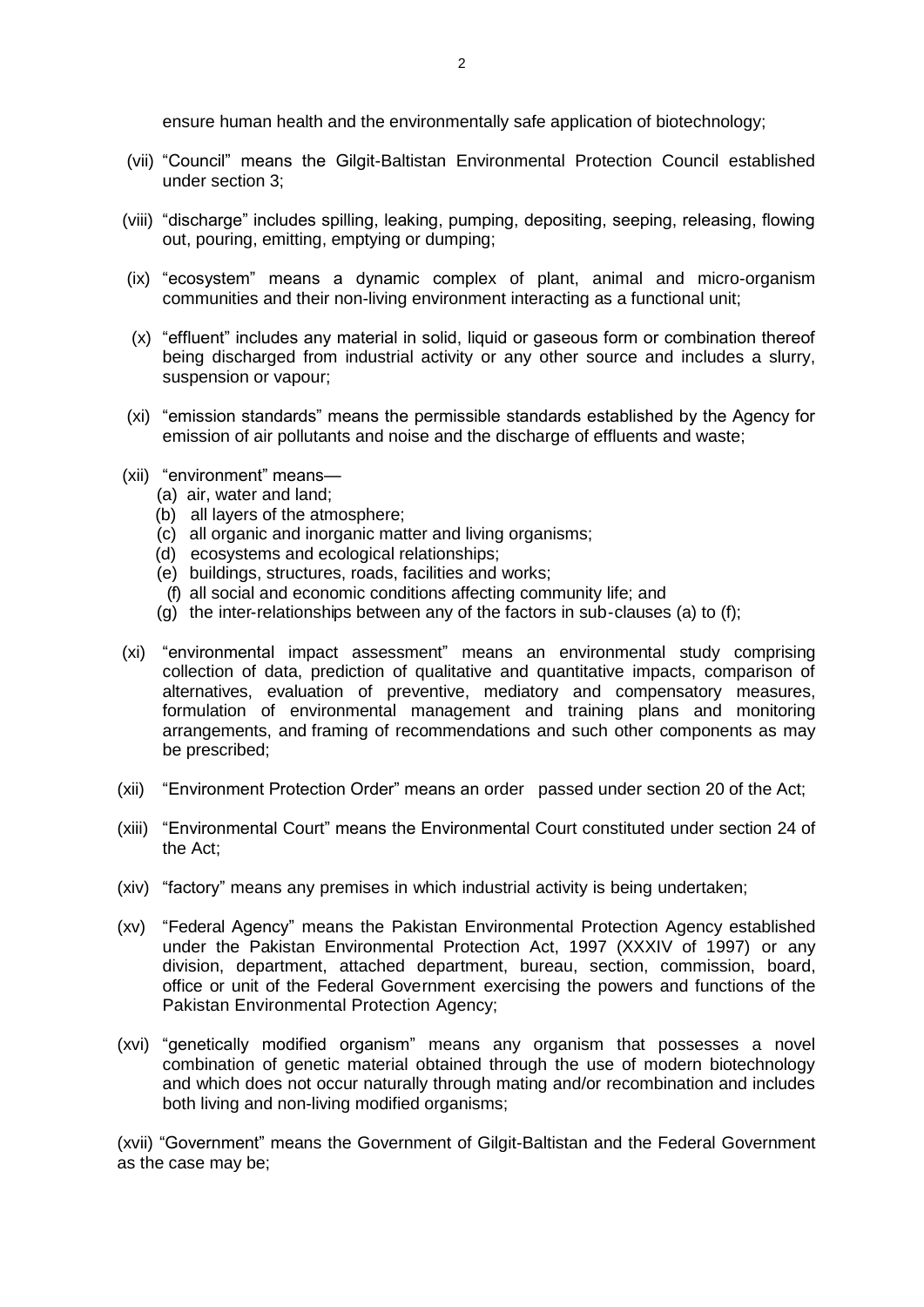ensure human health and the environmentally safe application of biotechnology;

(vii) "Council" means the Gilgit-Baltistan Environmental Protection Council established under section 3;

(viii) "discharge" includes spilling, leaking, pumping, depositing, seeping, releasing, flowing out, pouring, emitting, emptying or dumping;

(ix) "ecosystem" means a dynamic complex of plant, animal and micro-organism communities and their non-living environment interacting as a functional unit;

(x) "effluent" includes any material in solid, liquid or gaseous form or combination thereof being discharged from industrial activity or any other source and includes a slurry, suspension or vapour;

(xi) "emission standards" means the permissible standards established by the Agency for emission of air pollutants and noise and the discharge of effluents and waste;

(xii) "environment" means—

(a) air, water and land;

(b) all layers of the atmosphere;

(c) all organic and inorganic matter and living organisms;

(d) ecosystems and ecological relationships;

(e) buildings, structures, roads, facilities and works;

(f) all social and economic conditions affecting community life; and

(g) the inter-relationships between any of the factors in sub-clauses (a) to (f);

(xi) "environmental impact assessment" means an environmental study comprising collection of data, prediction of qualitative and quantitative impacts, comparison of alternatives, evaluation of preventive, mediatory and compensatory measures, formulation of environmental management and training plans and monitoring arrangements, and framing of recommendations and such other components as may be prescribed;

(xii) "Environment Protection Order" means an order passed under section 20 of the Act;

(xiii) "Environmental Court" means the Environmental Court constituted under section 24 of the Act;

(xiv) "factory" means any premises in which industrial activity is being undertaken;

(xv) "Federal Agency" means the Pakistan Environmental Protection Agency established under the Pakistan Environmental Protection Act, 1997 (XXXIV of 1997) or any division, department, attached department, bureau, section, commission, board, office or unit of the Federal Government exercising the powers and functions of the Pakistan Environmental Protection Agency;

(xvi) "genetically modified organism" means any organism that possesses a novel combination of genetic material obtained through the use of modern biotechnology and which does not occur naturally through mating and/or recombination and includes both living and non-living modified organisms;

(xvii) "Government" means the Government of Gilgit-Baltistan and the Federal Government as the case may be;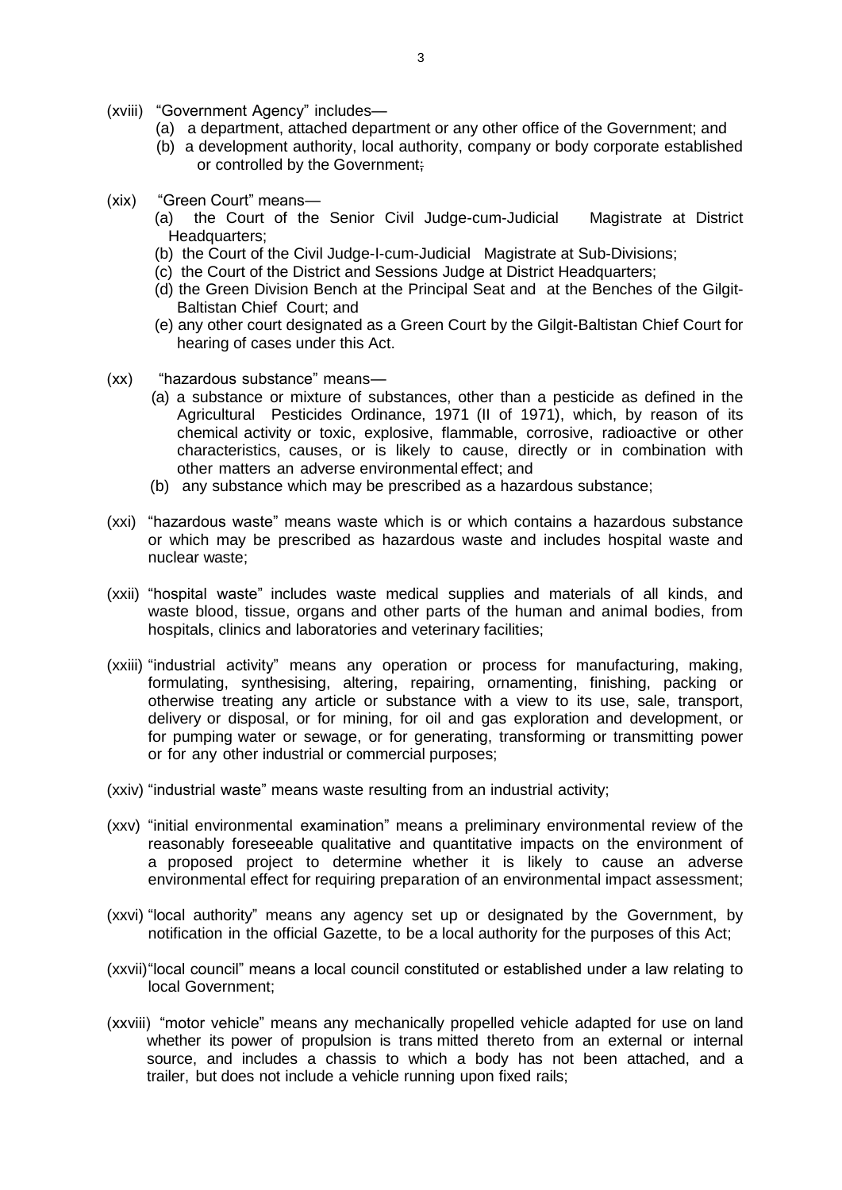(xviii) "Government Agency" includes—

(a) a department, attached department or any other office of the Government; and

(b) a development authority, local authority, company or body corporate established or controlled by the Government;

(xix) "Green Court" means—

(a) the Court of the Senior Civil Judge-cum-Judicial Magistrate at District Headquarters;

(b) the Court of the Civil Judge-I-cum-Judicial Magistrate at Sub-Divisions;

(c) the Court of the District and Sessions Judge at District Headquarters;

(d) the Green Division Bench at the Principal Seat and at the Benches of the Gilgit-Baltistan Chief Court; and

(e) any other court designated as a Green Court by the Gilgit-Baltistan Chief Court for hearing of cases under this Act.

(xx) "hazardous substance" means—

(a) a substance or mixture of substances, other than a pesticide as defined in the Agricultural Pesticides Ordinance, 1971 (II of 1971), which, by reason of its chemical activity or toxic, explosive, flammable, corrosive, radioactive or other characteristics, causes, or is likely to cause, directly or in combination with other matters an adverse environmental effect; and

(b) any substance which may be prescribed as a hazardous substance;

(xxi) "hazardous waste" means waste which is or which contains a hazardous substance or which may be prescribed as hazardous waste and includes hospital waste and nuclear waste;

(xxii) "hospital waste" includes waste medical supplies and materials of all kinds, and waste blood, tissue, organs and other parts of the human and animal bodies, from hospitals, clinics and laboratories and veterinary facilities;

(xxiii) "industrial activity" means any operation or process for manufacturing, making, formulating, synthesising, altering, repairing, ornamenting, finishing, packing or otherwise treating any article or substance with a view to its use, sale, transport, delivery or disposal, or for mining, for oil and gas exploration and development, or for pumping water or sewage, or for generating, transforming or transmitting power or for any other industrial or commercial purposes;

(xxiv) "industrial waste" means waste resulting from an industrial activity;

(xxv) "initial environmental examination" means a preliminary environmental review of the reasonably foreseeable qualitative and quantitative impacts on the environment of a proposed project to determine whether it is likely to cause an adverse environmental effect for requiring preparation of an environmental impact assessment;

(xxvi) "local authority" means any agency set up or designated by the Government, by notification in the official Gazette, to be a local authority for the purposes of this Act;

(xxvii) "local council" means a local council constituted or established under a law relating to local Government;

(xxviii) "motor vehicle" means any mechanically propelled vehicle adapted for use on land whether its power of propulsion is trans mitted thereto from an external or internal source, and includes a chassis to which a body has not been attached, and a trailer, but does not include a vehicle running upon fixed rails;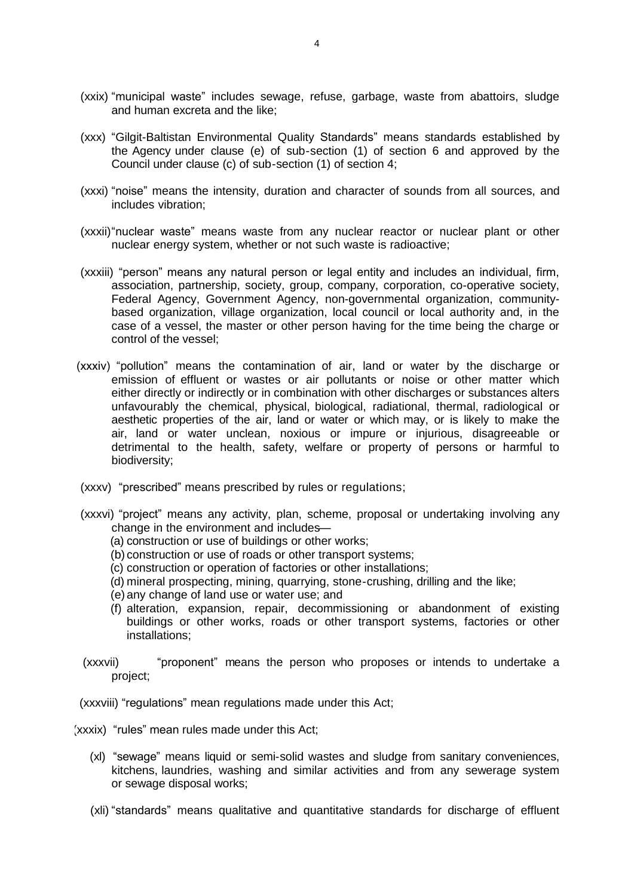(xxix) "municipal waste" includes sewage, refuse, garbage, waste from abattoirs, sludge and human excreta and the like;

(xxx) "Gilgit-Baltistan Environmental Quality Standards" means standards established by the Agency under clause (e) of sub-section (1) of section 6 and approved by the Council under clause (c) of sub-section (1) of section 4;

(xxxi) "noise" means the intensity, duration and character of sounds from all sources, and includes vibration;

(xxxii) "nuclear waste" means waste from any nuclear reactor or nuclear plant or other nuclear energy system, whether or not such waste is radioactive;

(xxxiii) "person" means any natural person or legal entity and includes an individual, firm, association, partnership, society, group, company, corporation, co-operative society, Federal Agency, Government Agency, non-governmental organization, community-based organization, village organization, local council or local authority and, in the case of a vessel, the master or other person having for the time being the charge or control of the vessel;

(xxxiv) "pollution" means the contamination of air, land or water by the discharge or emission of effluent or wastes or air pollutants or noise or other matter which either directly or indirectly or in combination with other discharges or substances alters unfavourably the chemical, physical, biological, radiational, thermal, radiological or aesthetic properties of the air, land or water or which may, or is likely to make the air, land or water unclean, noxious or impure or injurious, disagreeable or detrimental to the health, safety, welfare or property of persons or harmful to biodiversity;

(xxxv) "prescribed" means prescribed by rules or regulations;

(xxxvi) "project" means any activity, plan, scheme, proposal or undertaking involving any change in the environment and includes—

(a) construction or use of buildings or other works;

(b) construction or use of roads or other transport systems;

(c) construction or operation of factories or other installations;

(d) mineral prospecting, mining, quarrying, stone-crushing, drilling and the like;

(e) any change of land use or water use; and

(f) alteration, expansion, repair, decommissioning or abandonment of existing buildings or other works, roads or other transport systems, factories or other installations;

(xxxvii) "proponent" means the person who proposes or intends to undertake a project;

(xxxviii) "regulations" mean regulations made under this Act;

(xxxix) "rules" mean rules made under this Act;

(xl) "sewage" means liquid or semi-solid wastes and sludge from sanitary conveniences, kitchens, laundries, washing and similar activities and from any sewerage system or sewage disposal works;

(xli) "standards" means qualitative and quantitative standards for discharge of effluent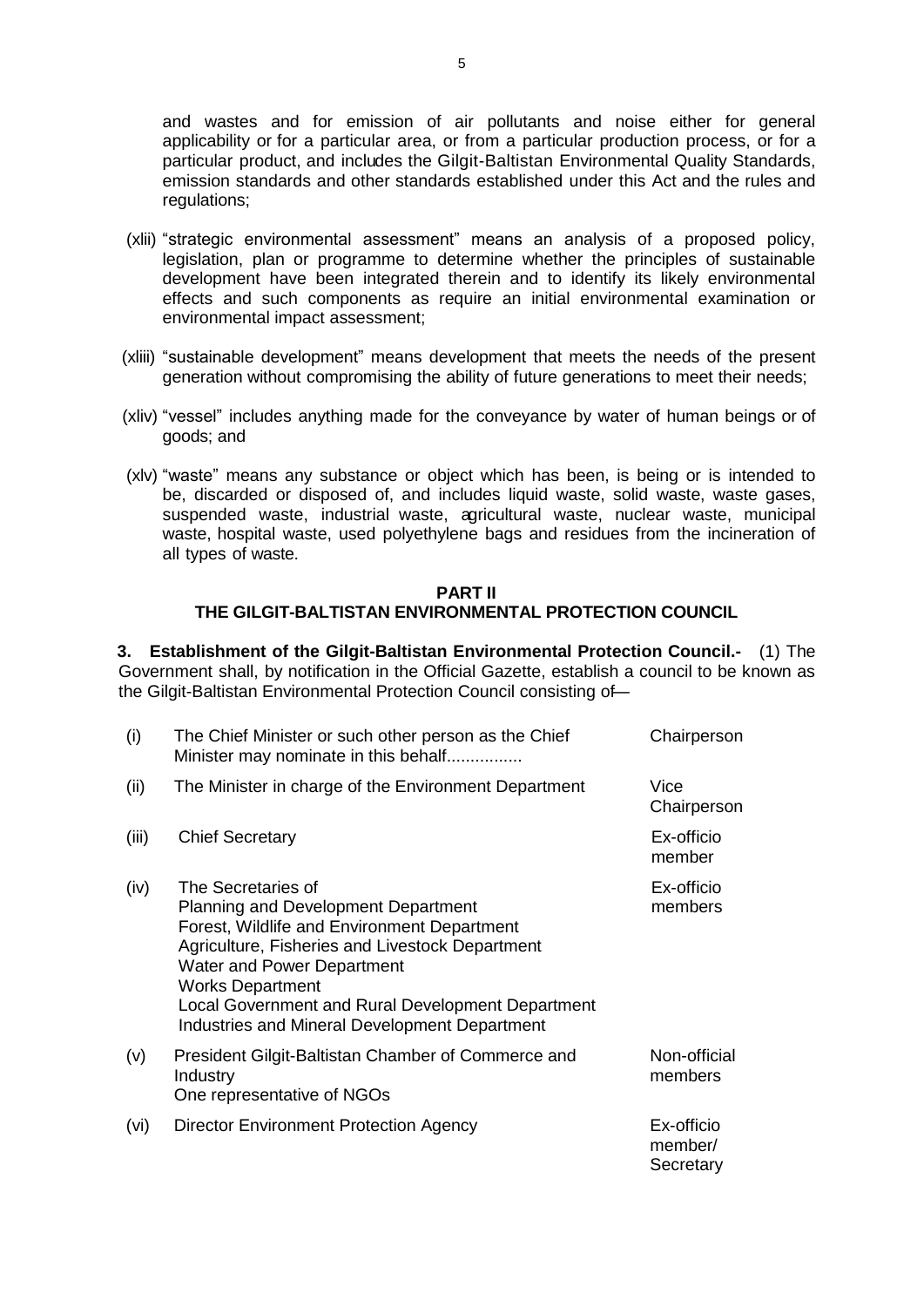and wastes and for emission of air pollutants and noise either for general applicability or for a particular area, or from a particular production process, or for a particular product, and includes the Gilgit-Baltistan Environmental Quality Standards, emission standards and other standards established under this Act and the rules and regulations;

(xlii) "strategic environmental assessment" means an analysis of a proposed policy, legislation, plan or programme to determine whether the principles of sustainable development have been integrated therein and to identify its likely environmental effects and such components as require an initial environmental examination or environmental impact assessment;

(xliii) "sustainable development" means development that meets the needs of the present generation without compromising the ability of future generations to meet their needs;

(xliv) "vessel" includes anything made for the conveyance by water of human beings or of goods; and

(xlv) "waste" means any substance or object which has been, is being or is intended to be, discarded or disposed of, and includes liquid waste, solid waste, waste gases, suspended waste, industrial waste, agricultural waste, nuclear waste, municipal waste, hospital waste, used polyethylene bags and residues from the incineration of all types of waste.

## PART II
## THE GILGIT-BALTISTAN ENVIRONMENTAL PROTECTION COUNCIL

**3. Establishment of the Gilgit-Baltistan Environmental Protection Council.-** (1) The Government shall, by notification in the Official Gazette, establish a council to be known as the Gilgit-Baltistan Environmental Protection Council consisting of—

| | | |
|---|---|---|
| (i) | The Chief Minister or such other person as the Chief Minister may nominate in this behalf................ | Chairperson |
| (ii) | The Minister in charge of the Environment Department | Vice Chairperson |
| (iii) | Chief Secretary | Ex-officio member |
| (iv) | The Secretaries of<br>Planning and Development Department<br>Forest, Wildlife and Environment Department<br>Agriculture, Fisheries and Livestock Department<br>Water and Power Department<br>Works Department<br>Local Government and Rural Development Department<br>Industries and Mineral Development Department | Ex-officio members |
| (v) | President Gilgit-Baltistan Chamber of Commerce and Industry<br>One representative of NGOs | Non-official members |
| (vi) | Director Environment Protection Agency | Ex-officio member/ Secretary |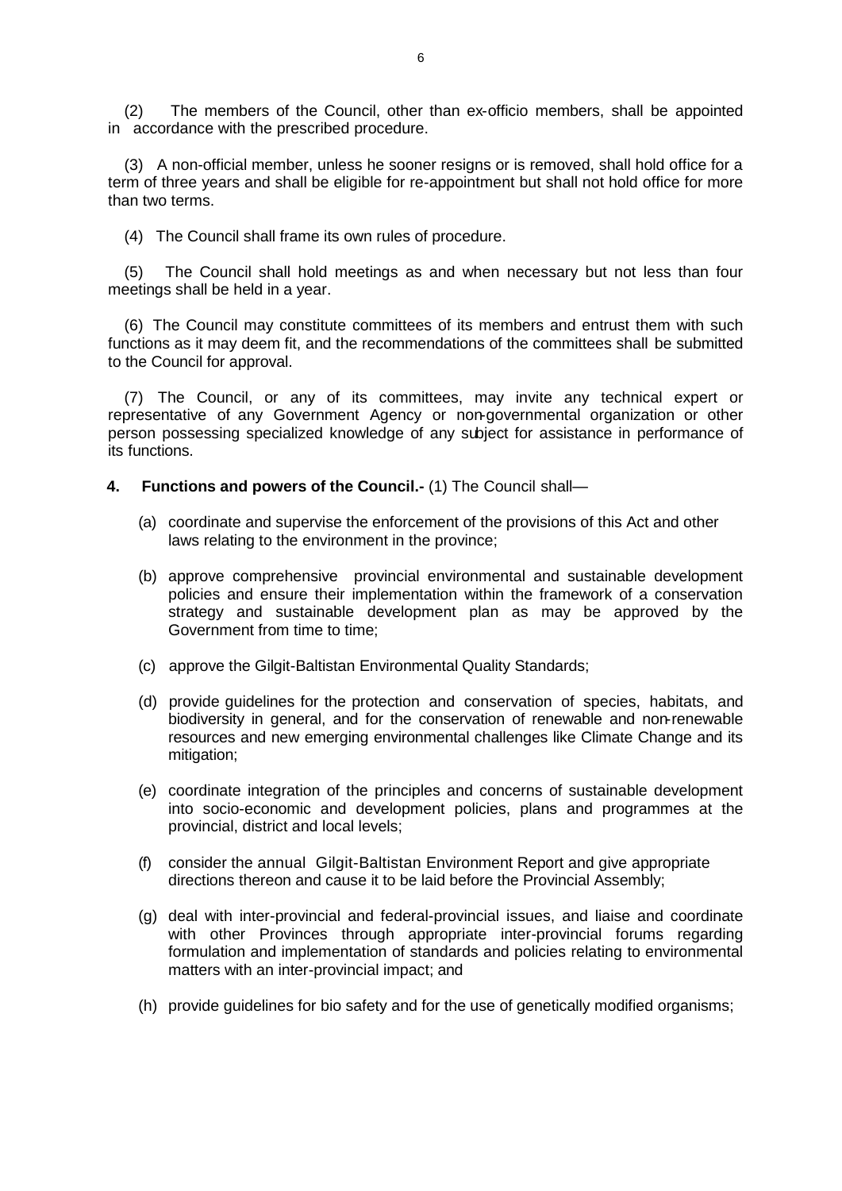(2) The members of the Council, other than ex-officio members, shall be appointed in accordance with the prescribed procedure.

(3) A non-official member, unless he sooner resigns or is removed, shall hold office for a term of three years and shall be eligible for re-appointment but shall not hold office for more than two terms.

(4) The Council shall frame its own rules of procedure.

(5) The Council shall hold meetings as and when necessary but not less than four meetings shall be held in a year.

(6) The Council may constitute committees of its members and entrust them with such functions as it may deem fit, and the recommendations of the committees shall be submitted to the Council for approval.

(7) The Council, or any of its committees, may invite any technical expert or representative of any Government Agency or non-governmental organization or other person possessing specialized knowledge of any subject for assistance in performance of its functions.

**4. Functions and powers of the Council.-** (1) The Council shall—

(a) coordinate and supervise the enforcement of the provisions of this Act and other laws relating to the environment in the province;

(b) approve comprehensive provincial environmental and sustainable development policies and ensure their implementation within the framework of a conservation strategy and sustainable development plan as may be approved by the Government from time to time;

(c) approve the Gilgit-Baltistan Environmental Quality Standards;

(d) provide guidelines for the protection and conservation of species, habitats, and biodiversity in general, and for the conservation of renewable and non-renewable resources and new emerging environmental challenges like Climate Change and its mitigation;

(e) coordinate integration of the principles and concerns of sustainable development into socio-economic and development policies, plans and programmes at the provincial, district and local levels;

(f) consider the annual Gilgit-Baltistan Environment Report and give appropriate directions thereon and cause it to be laid before the Provincial Assembly;

(g) deal with inter-provincial and federal-provincial issues, and liaise and coordinate with other Provinces through appropriate inter-provincial forums regarding formulation and implementation of standards and policies relating to environmental matters with an inter-provincial impact; and

(h) provide guidelines for bio safety and for the use of genetically modified organisms;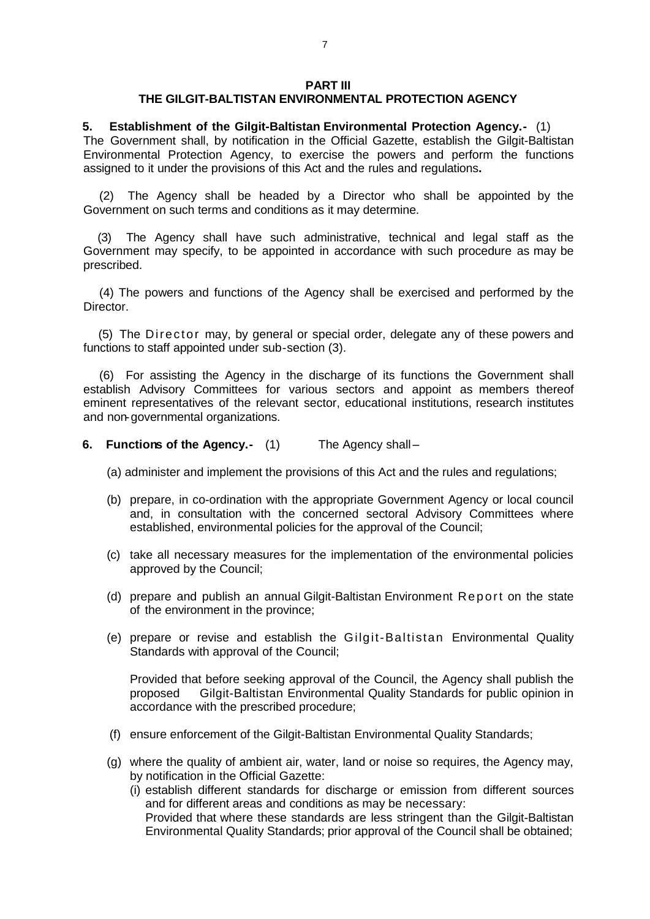## PART III
## THE GILGIT-BALTISTAN ENVIRONMENTAL PROTECTION AGENCY

**5. Establishment of the Gilgit-Baltistan Environmental Protection Agency.-** (1) The Government shall, by notification in the Official Gazette, establish the Gilgit-Baltistan Environmental Protection Agency, to exercise the powers and perform the functions assigned to it under the provisions of this Act and the rules and regulations**.**

(2) The Agency shall be headed by a Director who shall be appointed by the Government on such terms and conditions as it may determine.

(3) The Agency shall have such administrative, technical and legal staff as the Government may specify, to be appointed in accordance with such procedure as may be prescribed.

(4) The powers and functions of the Agency shall be exercised and performed by the Director.

(5) The Director may, by general or special order, delegate any of these powers and functions to staff appointed under sub-section (3).

(6) For assisting the Agency in the discharge of its functions the Government shall establish Advisory Committees for various sectors and appoint as members thereof eminent representatives of the relevant sector, educational institutions, research institutes and non-governmental organizations.

**6. Functions of the Agency.-** (1) The Agency shall –

(a) administer and implement the provisions of this Act and the rules and regulations;

(b) prepare, in co-ordination with the appropriate Government Agency or local council and, in consultation with the concerned sectoral Advisory Committees where established, environmental policies for the approval of the Council;

(c) take all necessary measures for the implementation of the environmental policies approved by the Council;

(d) prepare and publish an annual Gilgit-Baltistan Environment Report on the state of the environment in the province;

(e) prepare or revise and establish the Gilgit-Baltistan Environmental Quality Standards with approval of the Council;

Provided that before seeking approval of the Council, the Agency shall publish the proposed Gilgit-Baltistan Environmental Quality Standards for public opinion in accordance with the prescribed procedure;

(f) ensure enforcement of the Gilgit-Baltistan Environmental Quality Standards;

(g) where the quality of ambient air, water, land or noise so requires, the Agency may, by notification in the Official Gazette:

(i) establish different standards for discharge or emission from different sources and for different areas and conditions as may be necessary:
Provided that where these standards are less stringent than the Gilgit-Baltistan Environmental Quality Standards; prior approval of the Council shall be obtained;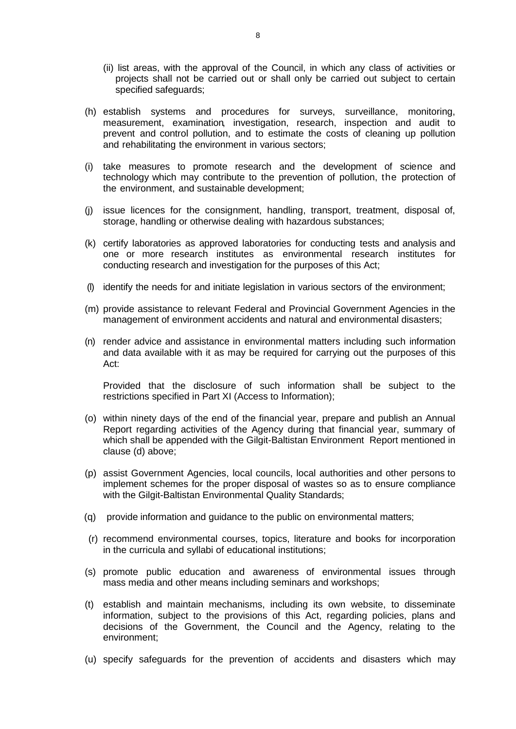(ii) list areas, with the approval of the Council, in which any class of activities or projects shall not be carried out or shall only be carried out subject to certain specified safeguards;

(h) establish systems and procedures for surveys, surveillance, monitoring, measurement, examination, investigation, research, inspection and audit to prevent and control pollution, and to estimate the costs of cleaning up pollution and rehabilitating the environment in various sectors;

(i) take measures to promote research and the development of science and technology which may contribute to the prevention of pollution, the protection of the environment, and sustainable development;

(j) issue licences for the consignment, handling, transport, treatment, disposal of, storage, handling or otherwise dealing with hazardous substances;

(k) certify laboratories as approved laboratories for conducting tests and analysis and one or more research institutes as environmental research institutes for conducting research and investigation for the purposes of this Act;

(l) identify the needs for and initiate legislation in various sectors of the environment;

(m) provide assistance to relevant Federal and Provincial Government Agencies in the management of environment accidents and natural and environmental disasters;

(n) render advice and assistance in environmental matters including such information and data available with it as may be required for carrying out the purposes of this Act:

Provided that the disclosure of such information shall be subject to the restrictions specified in Part XI (Access to Information);

(o) within ninety days of the end of the financial year, prepare and publish an Annual Report regarding activities of the Agency during that financial year, summary of which shall be appended with the Gilgit-Baltistan Environment Report mentioned in clause (d) above;

(p) assist Government Agencies, local councils, local authorities and other persons to implement schemes for the proper disposal of wastes so as to ensure compliance with the Gilgit-Baltistan Environmental Quality Standards;

(q) provide information and guidance to the public on environmental matters;

(r) recommend environmental courses, topics, literature and books for incorporation in the curricula and syllabi of educational institutions;

(s) promote public education and awareness of environmental issues through mass media and other means including seminars and workshops;

(t) establish and maintain mechanisms, including its own website, to disseminate information, subject to the provisions of this Act, regarding policies, plans and decisions of the Government, the Council and the Agency, relating to the environment;

(u) specify safeguards for the prevention of accidents and disasters which may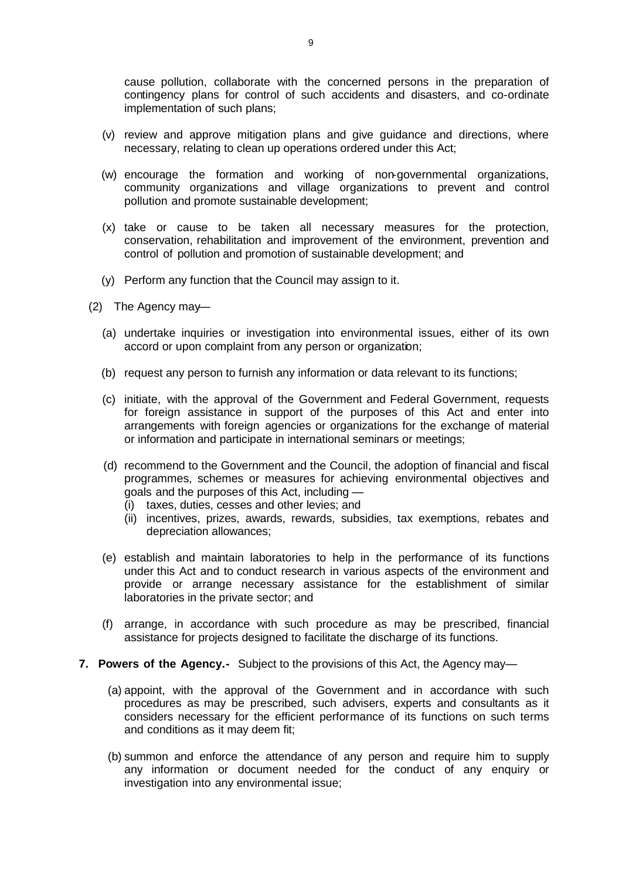cause pollution, collaborate with the concerned persons in the preparation of contingency plans for control of such accidents and disasters, and co-ordinate implementation of such plans;

(v) review and approve mitigation plans and give guidance and directions, where necessary, relating to clean up operations ordered under this Act;

(w) encourage the formation and working of non-governmental organizations, community organizations and village organizations to prevent and control pollution and promote sustainable development;

(x) take or cause to be taken all necessary measures for the protection, conservation, rehabilitation and improvement of the environment, prevention and control of pollution and promotion of sustainable development; and

(y) Perform any function that the Council may assign to it.

(2) The Agency may—

(a) undertake inquiries or investigation into environmental issues, either of its own accord or upon complaint from any person or organization;

(b) request any person to furnish any information or data relevant to its functions;

(c) initiate, with the approval of the Government and Federal Government, requests for foreign assistance in support of the purposes of this Act and enter into arrangements with foreign agencies or organizations for the exchange of material or information and participate in international seminars or meetings;

(d) recommend to the Government and the Council, the adoption of financial and fiscal programmes, schemes or measures for achieving environmental objectives and goals and the purposes of this Act, including —

(i) taxes, duties, cesses and other levies; and

(ii) incentives, prizes, awards, rewards, subsidies, tax exemptions, rebates and depreciation allowances;

(e) establish and maintain laboratories to help in the performance of its functions under this Act and to conduct research in various aspects of the environment and provide or arrange necessary assistance for the establishment of similar laboratories in the private sector; and

(f) arrange, in accordance with such procedure as may be prescribed, financial assistance for projects designed to facilitate the discharge of its functions.

**7. Powers of the Agency.-** Subject to the provisions of this Act, the Agency may—

(a) appoint, with the approval of the Government and in accordance with such procedures as may be prescribed, such advisers, experts and consultants as it considers necessary for the efficient performance of its functions on such terms and conditions as it may deem fit;

(b) summon and enforce the attendance of any person and require him to supply any information or document needed for the conduct of any enquiry or investigation into any environmental issue;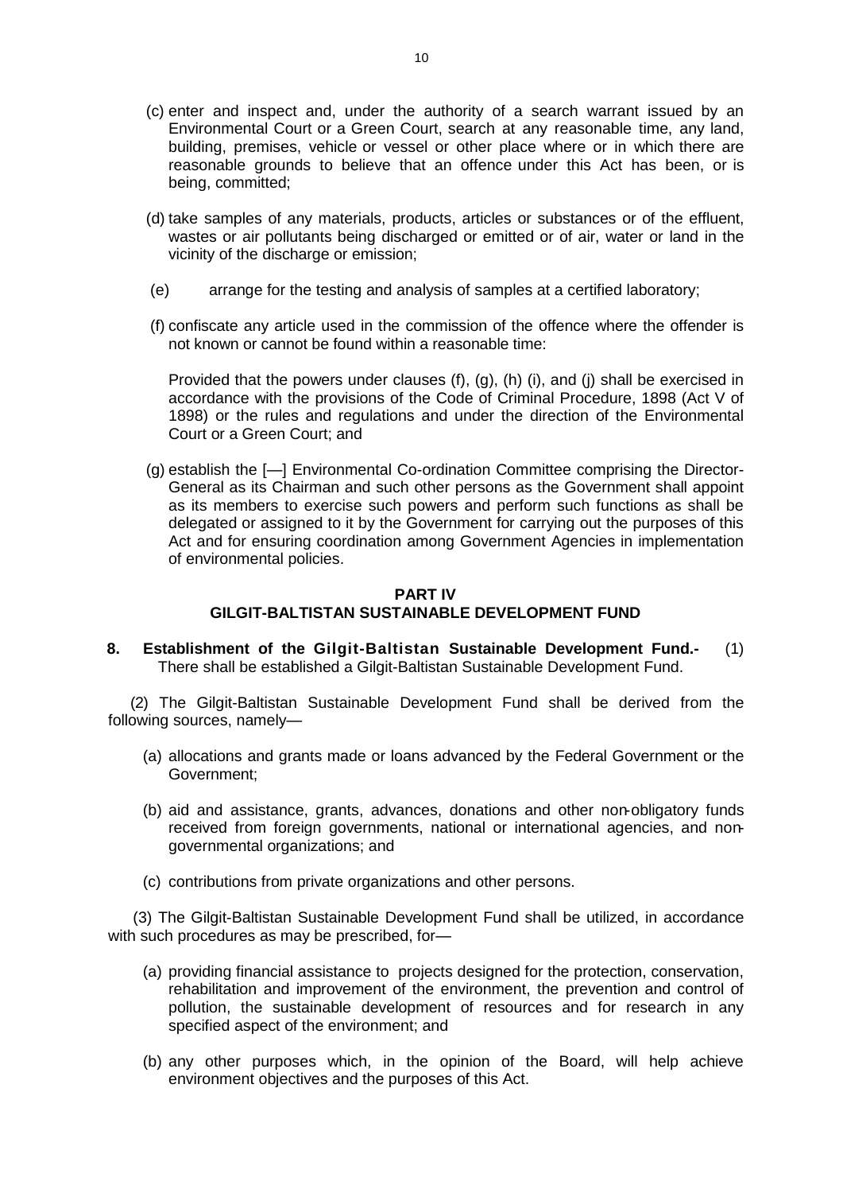(c) enter and inspect and, under the authority of a search warrant issued by an Environmental Court or a Green Court, search at any reasonable time, any land, building, premises, vehicle or vessel or other place where or in which there are reasonable grounds to believe that an offence under this Act has been, or is being, committed;

(d) take samples of any materials, products, articles or substances or of the effluent, wastes or air pollutants being discharged or emitted or of air, water or land in the vicinity of the discharge or emission;

(e) arrange for the testing and analysis of samples at a certified laboratory;

(f) confiscate any article used in the commission of the offence where the offender is not known or cannot be found within a reasonable time:

Provided that the powers under clauses (f), (g), (h) (i), and (j) shall be exercised in accordance with the provisions of the Code of Criminal Procedure, 1898 (Act V of 1898) or the rules and regulations and under the direction of the Environmental Court or a Green Court; and

(g) establish the [—] Environmental Co-ordination Committee comprising the Director-General as its Chairman and such other persons as the Government shall appoint as its members to exercise such powers and perform such functions as shall be delegated or assigned to it by the Government for carrying out the purposes of this Act and for ensuring coordination among Government Agencies in implementation of environmental policies.

## PART IV
## GILGIT-BALTISTAN SUSTAINABLE DEVELOPMENT FUND

**8. Establishment of the Gilgit-Baltistan Sustainable Development Fund.-** (1) There shall be established a Gilgit-Baltistan Sustainable Development Fund.

(2) The Gilgit-Baltistan Sustainable Development Fund shall be derived from the following sources, namely—

(a) allocations and grants made or loans advanced by the Federal Government or the Government;

(b) aid and assistance, grants, advances, donations and other non-obligatory funds received from foreign governments, national or international agencies, and non-governmental organizations; and

(c) contributions from private organizations and other persons.

(3) The Gilgit-Baltistan Sustainable Development Fund shall be utilized, in accordance with such procedures as may be prescribed, for—

(a) providing financial assistance to projects designed for the protection, conservation, rehabilitation and improvement of the environment, the prevention and control of pollution, the sustainable development of resources and for research in any specified aspect of the environment; and

(b) any other purposes which, in the opinion of the Board, will help achieve environment objectives and the purposes of this Act.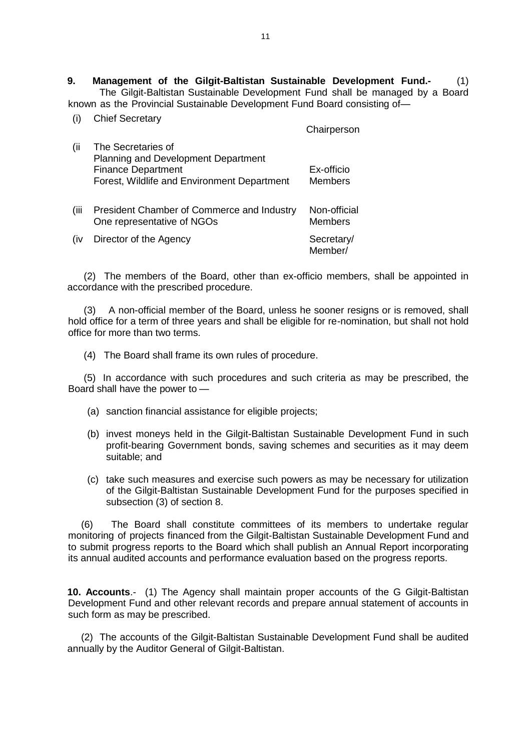**9. Management of the Gilgit-Baltistan Sustainable Development Fund.-** (1) The Gilgit-Baltistan Sustainable Development Fund shall be managed by a Board known as the Provincial Sustainable Development Fund Board consisting of—

| | | |
|---|---|---|
| (i) | Chief Secretary | Chairperson |
| (ii | The Secretaries of<br>Planning and Development Department<br>Finance Department<br>Forest, Wildlife and Environment Department | Ex-officio Members |
| (iii | President Chamber of Commerce and Industry<br>One representative of NGOs | Non-official Members |
| (iv | Director of the Agency | Secretary/ Member/ |

(2) The members of the Board, other than ex-officio members, shall be appointed in accordance with the prescribed procedure.

(3) A non-official member of the Board, unless he sooner resigns or is removed, shall hold office for a term of three years and shall be eligible for re-nomination, but shall not hold office for more than two terms.

(4) The Board shall frame its own rules of procedure.

(5) In accordance with such procedures and such criteria as may be prescribed, the Board shall have the power to —

(a) sanction financial assistance for eligible projects;

(b) invest moneys held in the Gilgit-Baltistan Sustainable Development Fund in such profit-bearing Government bonds, saving schemes and securities as it may deem suitable; and

(c) take such measures and exercise such powers as may be necessary for utilization of the Gilgit-Baltistan Sustainable Development Fund for the purposes specified in subsection (3) of section 8.

(6) The Board shall constitute committees of its members to undertake regular monitoring of projects financed from the Gilgit-Baltistan Sustainable Development Fund and to submit progress reports to the Board which shall publish an Annual Report incorporating its annual audited accounts and performance evaluation based on the progress reports.

**10. Accounts**.- (1) The Agency shall maintain proper accounts of the G Gilgit-Baltistan Development Fund and other relevant records and prepare annual statement of accounts in such form as may be prescribed.

(2) The accounts of the Gilgit-Baltistan Sustainable Development Fund shall be audited annually by the Auditor General of Gilgit-Baltistan.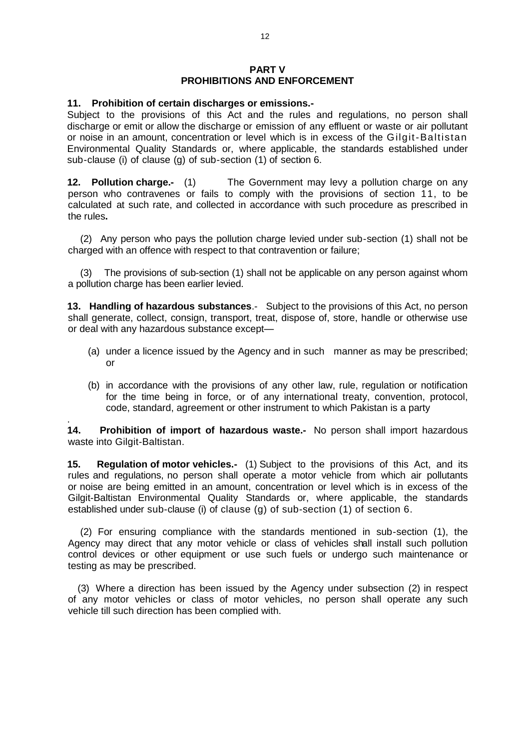## PART V
## PROHIBITIONS AND ENFORCEMENT

**11. Prohibition of certain discharges or emissions.-**
Subject to the provisions of this Act and the rules and regulations, no person shall discharge or emit or allow the discharge or emission of any effluent or waste or air pollutant or noise in an amount, concentration or level which is in excess of the Gilgit-Baltistan Environmental Quality Standards or, where applicable, the standards established under sub-clause (i) of clause (g) of sub-section (1) of section 6.

**12. Pollution charge.-** (1) The Government may levy a pollution charge on any person who contravenes or fails to comply with the provisions of section 11, to be calculated at such rate, and collected in accordance with such procedure as prescribed in the rules**.**

(2) Any person who pays the pollution charge levied under sub-section (1) shall not be charged with an offence with respect to that contravention or failure;

(3) The provisions of sub-section (1) shall not be applicable on any person against whom a pollution charge has been earlier levied.

**13. Handling of hazardous substances**.- Subject to the provisions of this Act, no person shall generate, collect, consign, transport, treat, dispose of, store, handle or otherwise use or deal with any hazardous substance except—

(a) under a licence issued by the Agency and in such manner as may be prescribed; or

(b) in accordance with the provisions of any other law, rule, regulation or notification for the time being in force, or of any international treaty, convention, protocol, code, standard, agreement or other instrument to which Pakistan is a party

.

**14. Prohibition of import of hazardous waste.-** No person shall import hazardous waste into Gilgit-Baltistan.

**15. Regulation of motor vehicles.-** (1) Subject to the provisions of this Act, and its rules and regulations, no person shall operate a motor vehicle from which air pollutants or noise are being emitted in an amount, concentration or level which is in excess of the Gilgit-Baltistan Environmental Quality Standards or, where applicable, the standards established under sub-clause (i) of clause (g) of sub-section (1) of section 6.

(2) For ensuring compliance with the standards mentioned in sub-section (1), the Agency may direct that any motor vehicle or class of vehicles shall install such pollution control devices or other equipment or use such fuels or undergo such maintenance or testing as may be prescribed.

(3) Where a direction has been issued by the Agency under subsection (2) in respect of any motor vehicles or class of motor vehicles, no person shall operate any such vehicle till such direction has been complied with.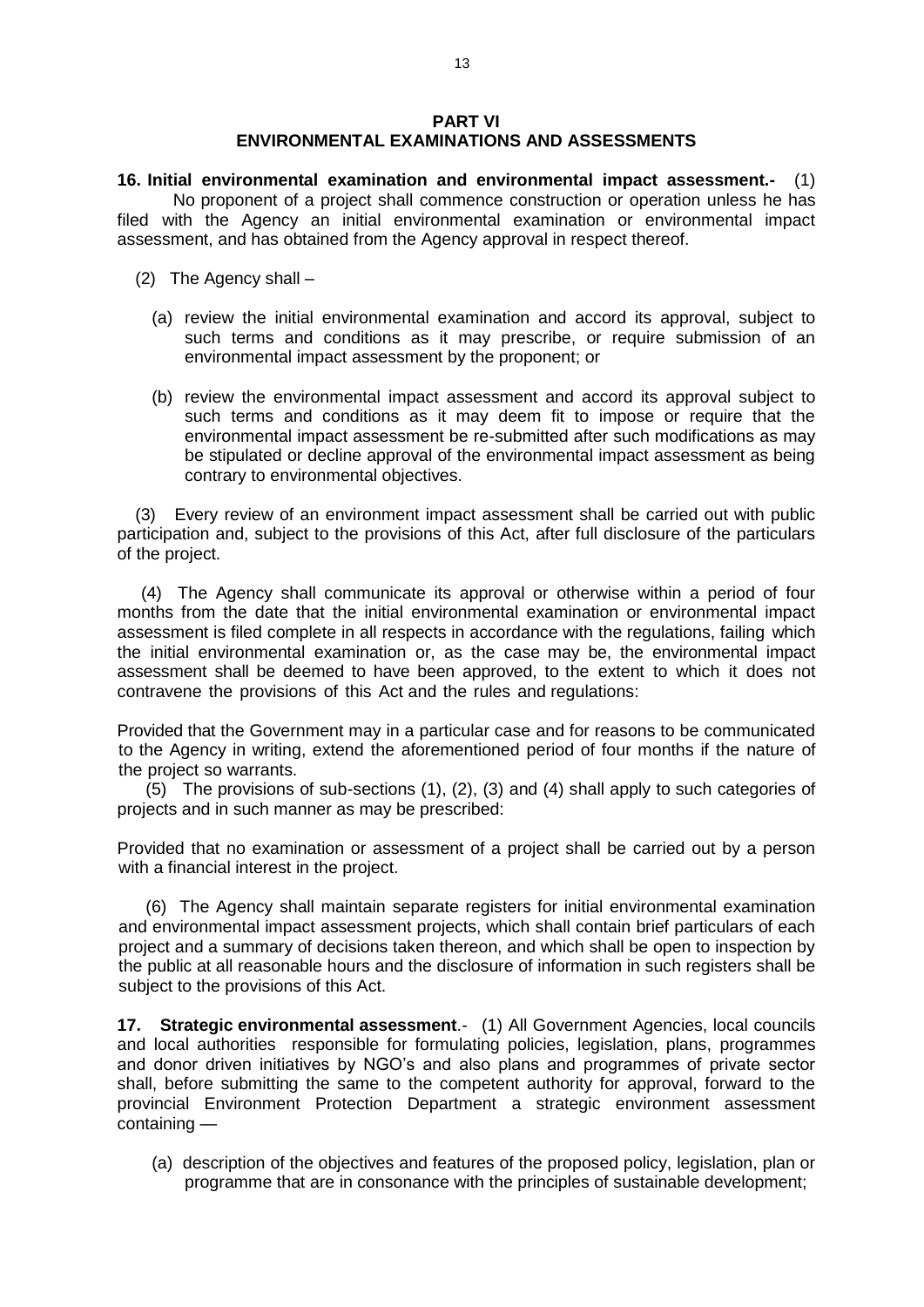## PART VI
## ENVIRONMENTAL EXAMINATIONS AND ASSESSMENTS

**16. Initial environmental examination and environmental impact assessment.-** (1) No proponent of a project shall commence construction or operation unless he has filed with the Agency an initial environmental examination or environmental impact assessment, and has obtained from the Agency approval in respect thereof.

(2) The Agency shall –

(a) review the initial environmental examination and accord its approval, subject to such terms and conditions as it may prescribe, or require submission of an environmental impact assessment by the proponent; or

(b) review the environmental impact assessment and accord its approval subject to such terms and conditions as it may deem fit to impose or require that the environmental impact assessment be re-submitted after such modifications as may be stipulated or decline approval of the environmental impact assessment as being contrary to environmental objectives.

(3) Every review of an environment impact assessment shall be carried out with public participation and, subject to the provisions of this Act, after full disclosure of the particulars of the project.

(4) The Agency shall communicate its approval or otherwise within a period of four months from the date that the initial environmental examination or environmental impact assessment is filed complete in all respects in accordance with the regulations, failing which the initial environmental examination or, as the case may be, the environmental impact assessment shall be deemed to have been approved, to the extent to which it does not contravene the provisions of this Act and the rules and regulations:

Provided that the Government may in a particular case and for reasons to be communicated to the Agency in writing, extend the aforementioned period of four months if the nature of the project so warrants.

(5) The provisions of sub-sections (1), (2), (3) and (4) shall apply to such categories of projects and in such manner as may be prescribed:

Provided that no examination or assessment of a project shall be carried out by a person with a financial interest in the project.

(6) The Agency shall maintain separate registers for initial environmental examination and environmental impact assessment projects, which shall contain brief particulars of each project and a summary of decisions taken thereon, and which shall be open to inspection by the public at all reasonable hours and the disclosure of information in such registers shall be subject to the provisions of this Act.

**17. Strategic environmental assessment**.- (1) All Government Agencies, local councils and local authorities responsible for formulating policies, legislation, plans, programmes and donor driven initiatives by NGO's and also plans and programmes of private sector shall, before submitting the same to the competent authority for approval, forward to the provincial Environment Protection Department a strategic environment assessment containing —

(a) description of the objectives and features of the proposed policy, legislation, plan or programme that are in consonance with the principles of sustainable development;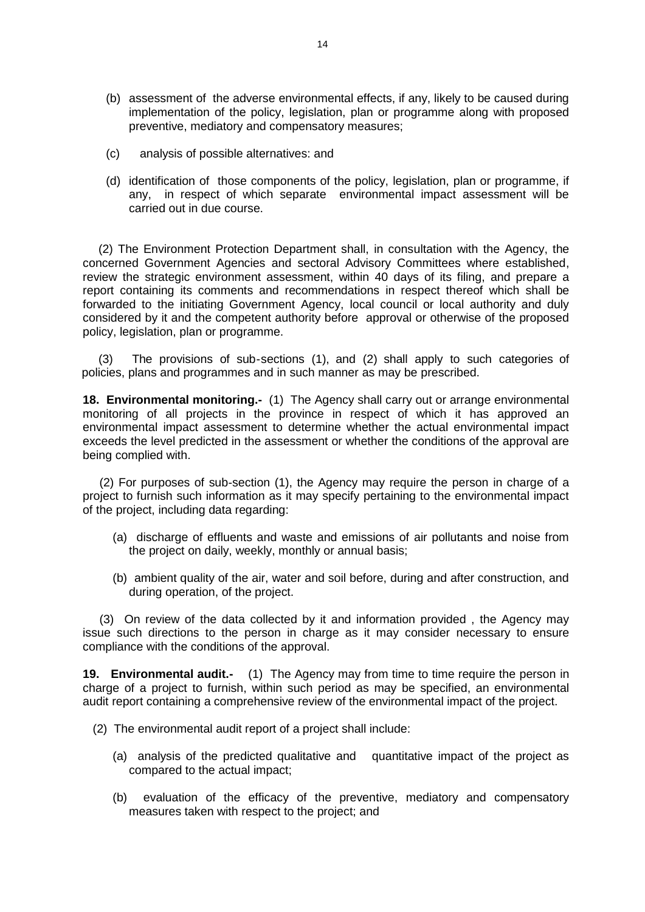(b) assessment of the adverse environmental effects, if any, likely to be caused during implementation of the policy, legislation, plan or programme along with proposed preventive, mediatory and compensatory measures;

(c) analysis of possible alternatives: and

(d) identification of those components of the policy, legislation, plan or programme, if any, in respect of which separate environmental impact assessment will be carried out in due course.

(2) The Environment Protection Department shall, in consultation with the Agency, the concerned Government Agencies and sectoral Advisory Committees where established, review the strategic environment assessment, within 40 days of its filing, and prepare a report containing its comments and recommendations in respect thereof which shall be forwarded to the initiating Government Agency, local council or local authority and duly considered by it and the competent authority before approval or otherwise of the proposed policy, legislation, plan or programme.

(3) The provisions of sub-sections (1), and (2) shall apply to such categories of policies, plans and programmes and in such manner as may be prescribed.

**18. Environmental monitoring.-** (1) The Agency shall carry out or arrange environmental monitoring of all projects in the province in respect of which it has approved an environmental impact assessment to determine whether the actual environmental impact exceeds the level predicted in the assessment or whether the conditions of the approval are being complied with.

(2) For purposes of sub-section (1), the Agency may require the person in charge of a project to furnish such information as it may specify pertaining to the environmental impact of the project, including data regarding:

(a) discharge of effluents and waste and emissions of air pollutants and noise from the project on daily, weekly, monthly or annual basis;

(b) ambient quality of the air, water and soil before, during and after construction, and during operation, of the project.

(3) On review of the data collected by it and information provided , the Agency may issue such directions to the person in charge as it may consider necessary to ensure compliance with the conditions of the approval.

**19. Environmental audit.-** (1) The Agency may from time to time require the person in charge of a project to furnish, within such period as may be specified, an environmental audit report containing a comprehensive review of the environmental impact of the project.

(2) The environmental audit report of a project shall include:

(a) analysis of the predicted qualitative and quantitative impact of the project as compared to the actual impact;

(b) evaluation of the efficacy of the preventive, mediatory and compensatory measures taken with respect to the project; and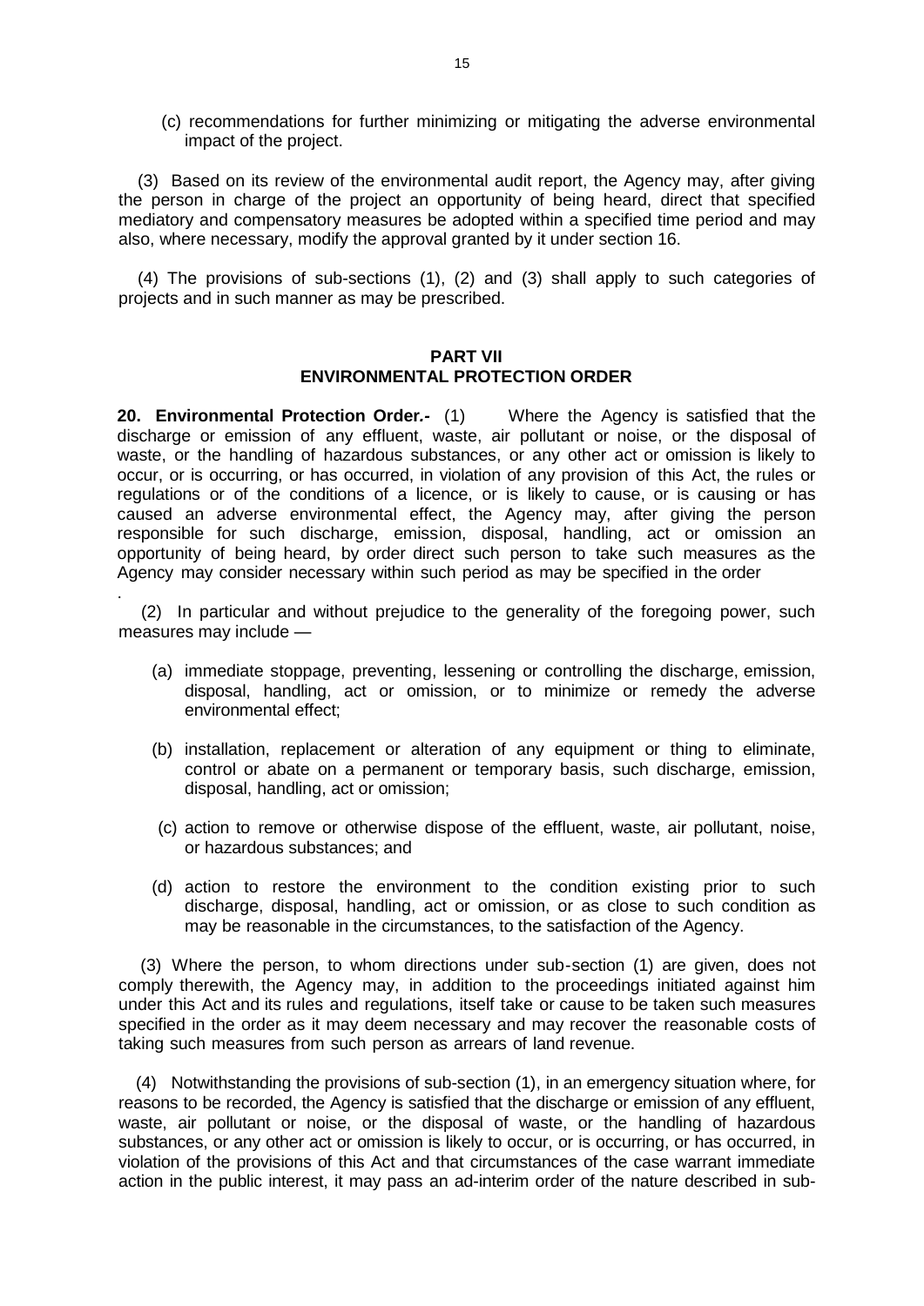(c) recommendations for further minimizing or mitigating the adverse environmental impact of the project.

(3) Based on its review of the environmental audit report, the Agency may, after giving the person in charge of the project an opportunity of being heard, direct that specified mediatory and compensatory measures be adopted within a specified time period and may also, where necessary, modify the approval granted by it under section 16.

(4) The provisions of sub-sections (1), (2) and (3) shall apply to such categories of projects and in such manner as may be prescribed.

## PART VII
## ENVIRONMENTAL PROTECTION ORDER

**20. Environmental Protection Order.-** (1) Where the Agency is satisfied that the discharge or emission of any effluent, waste, air pollutant or noise, or the disposal of waste, or the handling of hazardous substances, or any other act or omission is likely to occur, or is occurring, or has occurred, in violation of any provision of this Act, the rules or regulations or of the conditions of a licence, or is likely to cause, or is causing or has caused an adverse environmental effect, the Agency may, after giving the person responsible for such discharge, emission, disposal, handling, act or omission an opportunity of being heard, by order direct such person to take such measures as the Agency may consider necessary within such period as may be specified in the order.

(2) In particular and without prejudice to the generality of the foregoing power, such measures may include —

(a) immediate stoppage, preventing, lessening or controlling the discharge, emission, disposal, handling, act or omission, or to minimize or remedy the adverse environmental effect;

(b) installation, replacement or alteration of any equipment or thing to eliminate, control or abate on a permanent or temporary basis, such discharge, emission, disposal, handling, act or omission;

(c) action to remove or otherwise dispose of the effluent, waste, air pollutant, noise, or hazardous substances; and

(d) action to restore the environment to the condition existing prior to such discharge, disposal, handling, act or omission, or as close to such condition as may be reasonable in the circumstances, to the satisfaction of the Agency.

(3) Where the person, to whom directions under sub-section (1) are given, does not comply therewith, the Agency may, in addition to the proceedings initiated against him under this Act and its rules and regulations, itself take or cause to be taken such measures specified in the order as it may deem necessary and may recover the reasonable costs of taking such measures from such person as arrears of land revenue.

(4) Notwithstanding the provisions of sub-section (1), in an emergency situation where, for reasons to be recorded, the Agency is satisfied that the discharge or emission of any effluent, waste, air pollutant or noise, or the disposal of waste, or the handling of hazardous substances, or any other act or omission is likely to occur, or is occurring, or has occurred, in violation of the provisions of this Act and that circumstances of the case warrant immediate action in the public interest, it may pass an ad-interim order of the nature described in sub-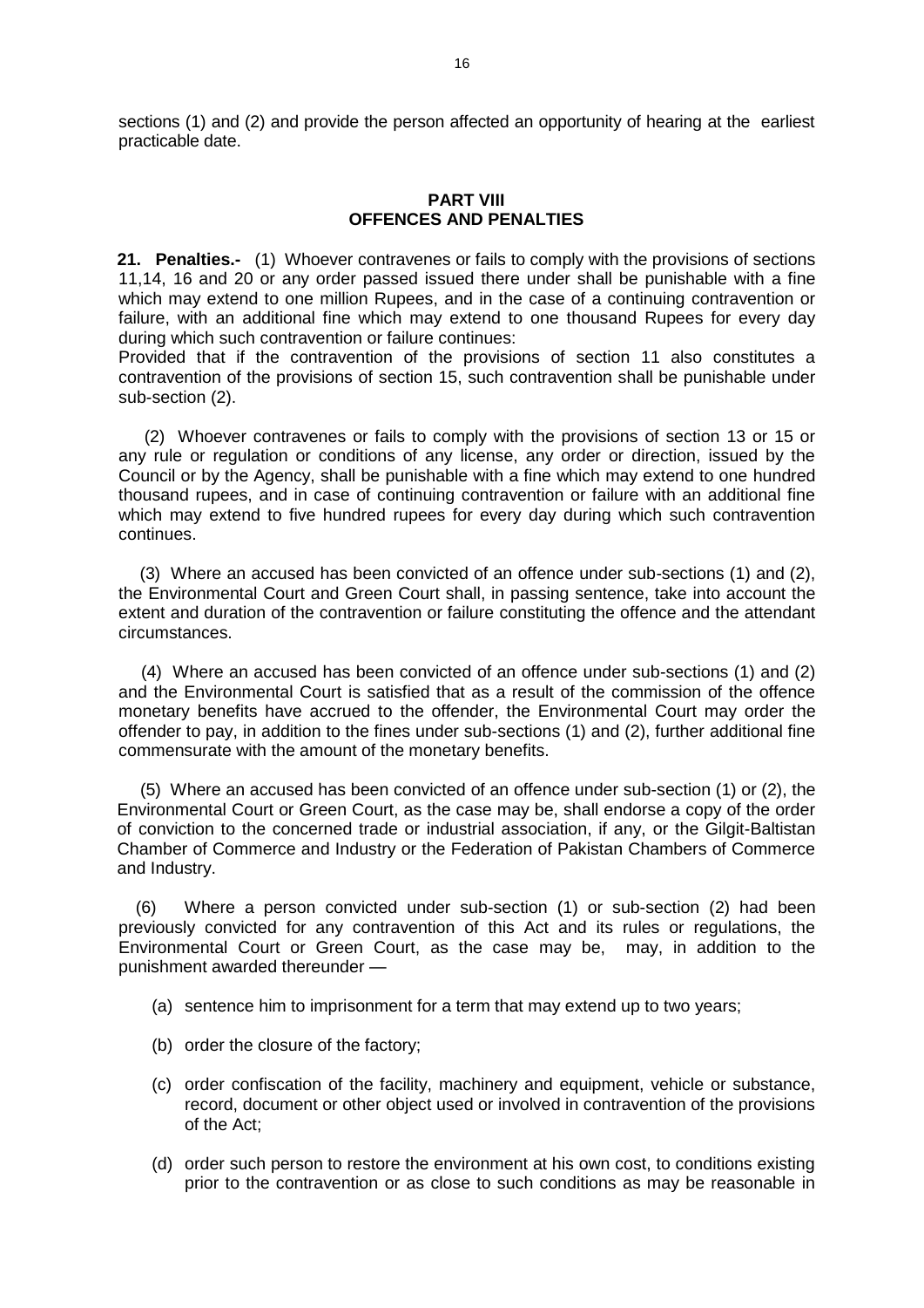sections (1) and (2) and provide the person affected an opportunity of hearing at the earliest practicable date.

## PART VIII
## OFFENCES AND PENALTIES

**21. Penalties.-** (1) Whoever contravenes or fails to comply with the provisions of sections 11,14, 16 and 20 or any order passed issued there under shall be punishable with a fine which may extend to one million Rupees, and in the case of a continuing contravention or failure, with an additional fine which may extend to one thousand Rupees for every day during which such contravention or failure continues:

Provided that if the contravention of the provisions of section 11 also constitutes a contravention of the provisions of section 15, such contravention shall be punishable under sub-section (2).

(2) Whoever contravenes or fails to comply with the provisions of section 13 or 15 or any rule or regulation or conditions of any license, any order or direction, issued by the Council or by the Agency, shall be punishable with a fine which may extend to one hundred thousand rupees, and in case of continuing contravention or failure with an additional fine which may extend to five hundred rupees for every day during which such contravention continues.

(3) Where an accused has been convicted of an offence under sub-sections (1) and (2), the Environmental Court and Green Court shall, in passing sentence, take into account the extent and duration of the contravention or failure constituting the offence and the attendant circumstances.

(4) Where an accused has been convicted of an offence under sub-sections (1) and (2) and the Environmental Court is satisfied that as a result of the commission of the offence monetary benefits have accrued to the offender, the Environmental Court may order the offender to pay, in addition to the fines under sub-sections (1) and (2), further additional fine commensurate with the amount of the monetary benefits.

(5) Where an accused has been convicted of an offence under sub-section (1) or (2), the Environmental Court or Green Court, as the case may be, shall endorse a copy of the order of conviction to the concerned trade or industrial association, if any, or the Gilgit-Baltistan Chamber of Commerce and Industry or the Federation of Pakistan Chambers of Commerce and Industry.

(6) Where a person convicted under sub-section (1) or sub-section (2) had been previously convicted for any contravention of this Act and its rules or regulations, the Environmental Court or Green Court, as the case may be, may, in addition to the punishment awarded thereunder —

(a) sentence him to imprisonment for a term that may extend up to two years;

(b) order the closure of the factory;

(c) order confiscation of the facility, machinery and equipment, vehicle or substance, record, document or other object used or involved in contravention of the provisions of the Act;

(d) order such person to restore the environment at his own cost, to conditions existing prior to the contravention or as close to such conditions as may be reasonable in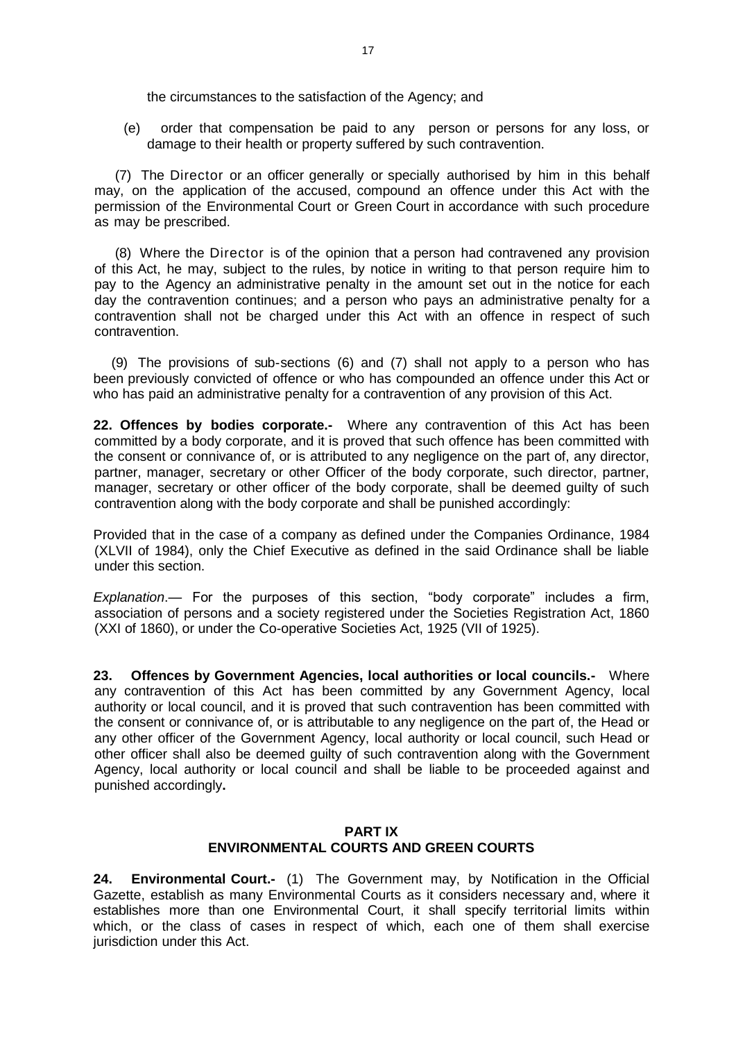the circumstances to the satisfaction of the Agency; and

(e) order that compensation be paid to any person or persons for any loss, or damage to their health or property suffered by such contravention.

(7) The Director or an officer generally or specially authorised by him in this behalf may, on the application of the accused, compound an offence under this Act with the permission of the Environmental Court or Green Court in accordance with such procedure as may be prescribed.

(8) Where the Director is of the opinion that a person had contravened any provision of this Act, he may, subject to the rules, by notice in writing to that person require him to pay to the Agency an administrative penalty in the amount set out in the notice for each day the contravention continues; and a person who pays an administrative penalty for a contravention shall not be charged under this Act with an offence in respect of such contravention.

(9) The provisions of sub-sections (6) and (7) shall not apply to a person who has been previously convicted of offence or who has compounded an offence under this Act or who has paid an administrative penalty for a contravention of any provision of this Act.

**22. Offences by bodies corporate.-** Where any contravention of this Act has been committed by a body corporate, and it is proved that such offence has been committed with the consent or connivance of, or is attributed to any negligence on the part of, any director, partner, manager, secretary or other Officer of the body corporate, such director, partner, manager, secretary or other officer of the body corporate, shall be deemed guilty of such contravention along with the body corporate and shall be punished accordingly:

Provided that in the case of a company as defined under the Companies Ordinance, 1984 (XLVII of 1984), only the Chief Executive as defined in the said Ordinance shall be liable under this section.

*Explanation*.— For the purposes of this section, "body corporate" includes a firm, association of persons and a society registered under the Societies Registration Act, 1860 (XXI of 1860), or under the Co-operative Societies Act, 1925 (VII of 1925).

**23. Offences by Government Agencies, local authorities or local councils.-** Where any contravention of this Act has been committed by any Government Agency, local authority or local council, and it is proved that such contravention has been committed with the consent or connivance of, or is attributable to any negligence on the part of, the Head or any other officer of the Government Agency, local authority or local council, such Head or other officer shall also be deemed guilty of such contravention along with the Government Agency, local authority or local council and shall be liable to be proceeded against and punished accordingly**.**

## PART IX
## ENVIRONMENTAL COURTS AND GREEN COURTS

**24. Environmental Court.-** (1) The Government may, by Notification in the Official Gazette, establish as many Environmental Courts as it considers necessary and, where it establishes more than one Environmental Court, it shall specify territorial limits within which, or the class of cases in respect of which, each one of them shall exercise jurisdiction under this Act.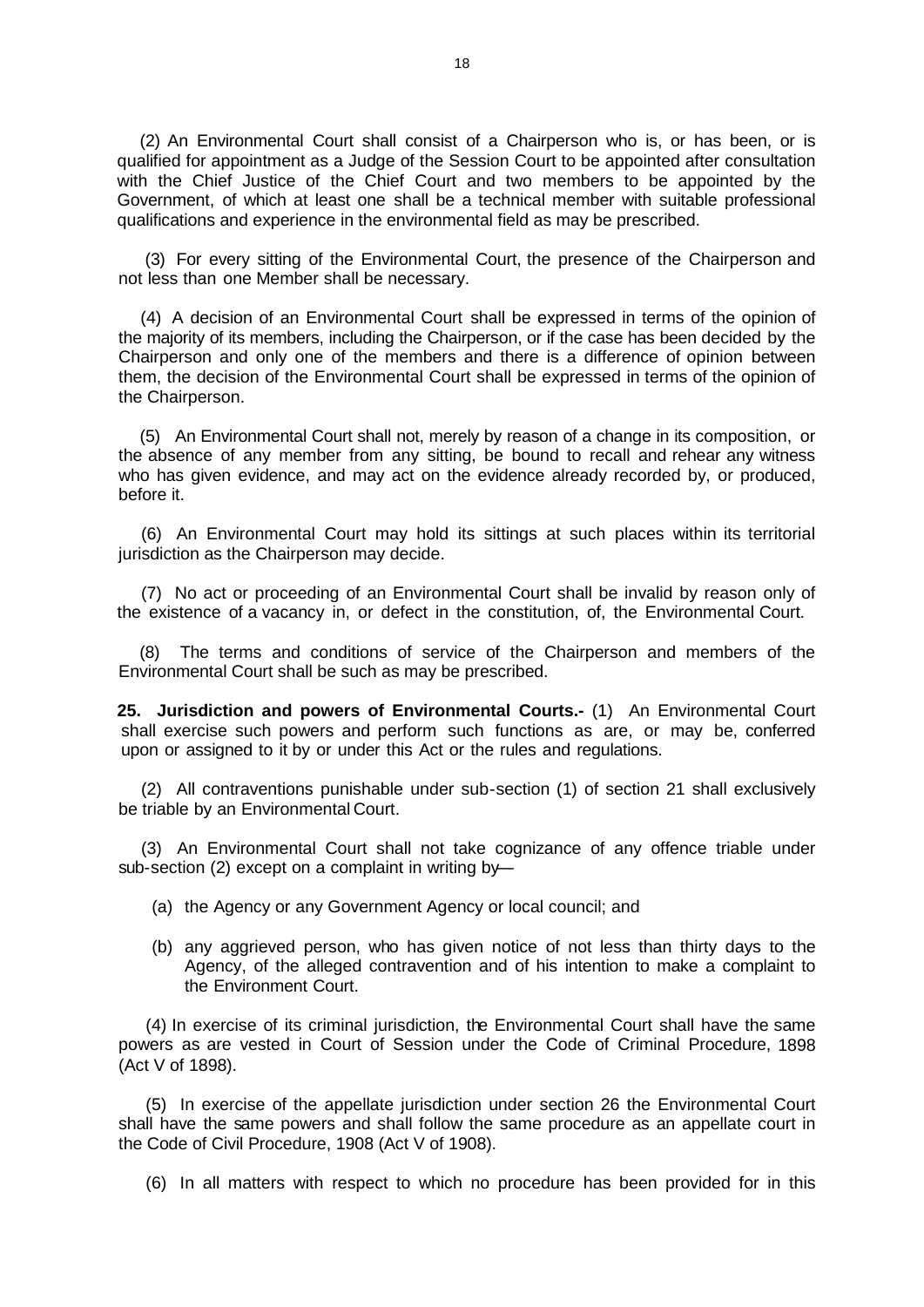(2) An Environmental Court shall consist of a Chairperson who is, or has been, or is qualified for appointment as a Judge of the Session Court to be appointed after consultation with the Chief Justice of the Chief Court and two members to be appointed by the Government, of which at least one shall be a technical member with suitable professional qualifications and experience in the environmental field as may be prescribed.

(3) For every sitting of the Environmental Court, the presence of the Chairperson and not less than one Member shall be necessary.

(4) A decision of an Environmental Court shall be expressed in terms of the opinion of the majority of its members, including the Chairperson, or if the case has been decided by the Chairperson and only one of the members and there is a difference of opinion between them, the decision of the Environmental Court shall be expressed in terms of the opinion of the Chairperson.

(5) An Environmental Court shall not, merely by reason of a change in its composition, or the absence of any member from any sitting, be bound to recall and rehear any witness who has given evidence, and may act on the evidence already recorded by, or produced, before it.

(6) An Environmental Court may hold its sittings at such places within its territorial jurisdiction as the Chairperson may decide.

(7) No act or proceeding of an Environmental Court shall be invalid by reason only of the existence of a vacancy in, or defect in the constitution, of, the Environmental Court.

(8) The terms and conditions of service of the Chairperson and members of the Environmental Court shall be such as may be prescribed.

**25. Jurisdiction and powers of Environmental Courts.-** (1) An Environmental Court shall exercise such powers and perform such functions as are, or may be, conferred upon or assigned to it by or under this Act or the rules and regulations.

(2) All contraventions punishable under sub-section (1) of section 21 shall exclusively be triable by an Environmental Court.

(3) An Environmental Court shall not take cognizance of any offence triable under sub-section (2) except on a complaint in writing by—

(a) the Agency or any Government Agency or local council; and

(b) any aggrieved person, who has given notice of not less than thirty days to the Agency, of the alleged contravention and of his intention to make a complaint to the Environment Court.

(4) In exercise of its criminal jurisdiction, the Environmental Court shall have the same powers as are vested in Court of Session under the Code of Criminal Procedure, 1898 (Act V of 1898).

(5) In exercise of the appellate jurisdiction under section 26 the Environmental Court shall have the same powers and shall follow the same procedure as an appellate court in the Code of Civil Procedure, 1908 (Act V of 1908).

(6) In all matters with respect to which no procedure has been provided for in this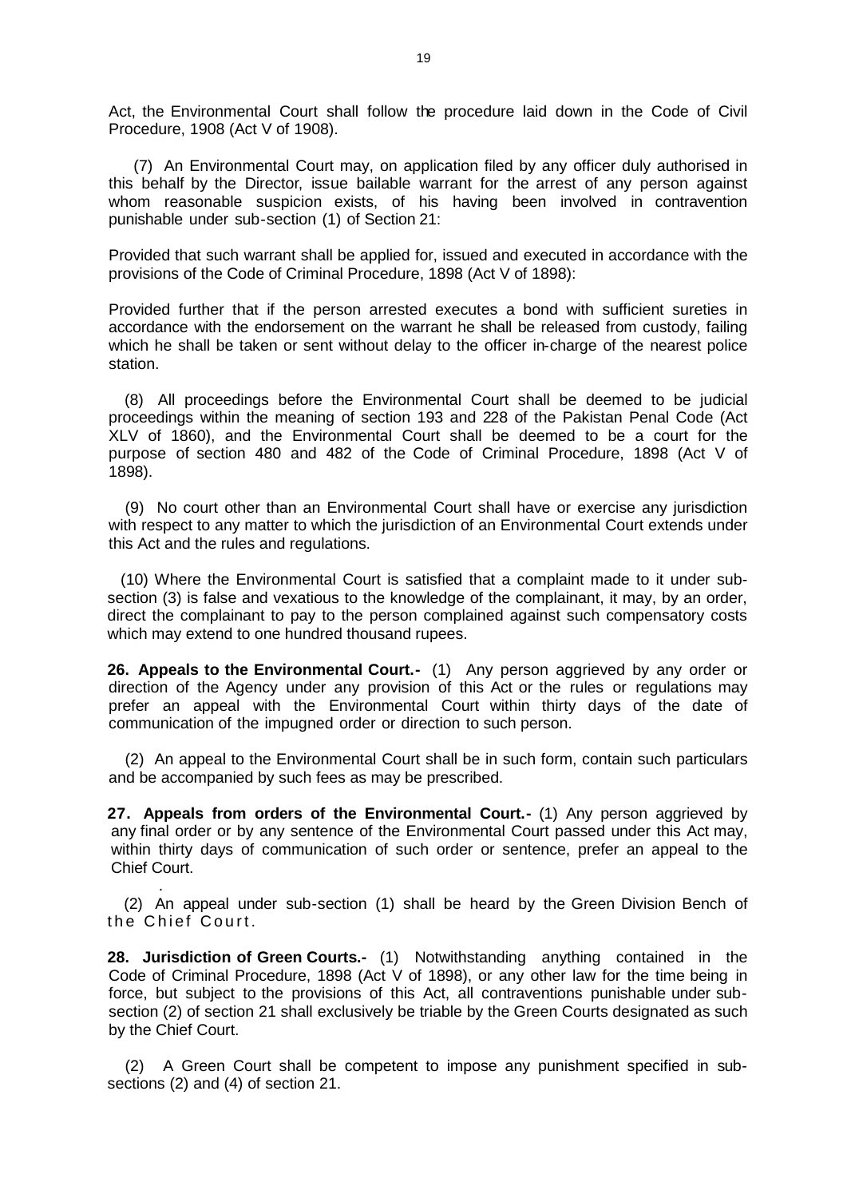Act, the Environmental Court shall follow the procedure laid down in the Code of Civil Procedure, 1908 (Act V of 1908).

(7) An Environmental Court may, on application filed by any officer duly authorised in this behalf by the Director, issue bailable warrant for the arrest of any person against whom reasonable suspicion exists, of his having been involved in contravention punishable under sub-section (1) of Section 21:

Provided that such warrant shall be applied for, issued and executed in accordance with the provisions of the Code of Criminal Procedure, 1898 (Act V of 1898):

Provided further that if the person arrested executes a bond with sufficient sureties in accordance with the endorsement on the warrant he shall be released from custody, failing which he shall be taken or sent without delay to the officer in-charge of the nearest police station.

(8) All proceedings before the Environmental Court shall be deemed to be judicial proceedings within the meaning of section 193 and 228 of the Pakistan Penal Code (Act XLV of 1860), and the Environmental Court shall be deemed to be a court for the purpose of section 480 and 482 of the Code of Criminal Procedure, 1898 (Act V of 1898).

(9) No court other than an Environmental Court shall have or exercise any jurisdiction with respect to any matter to which the jurisdiction of an Environmental Court extends under this Act and the rules and regulations.

(10) Where the Environmental Court is satisfied that a complaint made to it under sub-section (3) is false and vexatious to the knowledge of the complainant, it may, by an order, direct the complainant to pay to the person complained against such compensatory costs which may extend to one hundred thousand rupees.

**26. Appeals to the Environmental Court.-** (1) Any person aggrieved by any order or direction of the Agency under any provision of this Act or the rules or regulations may prefer an appeal with the Environmental Court within thirty days of the date of communication of the impugned order or direction to such person.

(2) An appeal to the Environmental Court shall be in such form, contain such particulars and be accompanied by such fees as may be prescribed.

**27. Appeals from orders of the Environmental Court.-** (1) Any person aggrieved by any final order or by any sentence of the Environmental Court passed under this Act may, within thirty days of communication of such order or sentence, prefer an appeal to the Chief Court.

(2) An appeal under sub-section (1) shall be heard by the Green Division Bench of the Chief Court.

**28. Jurisdiction of Green Courts.-** (1) Notwithstanding anything contained in the Code of Criminal Procedure, 1898 (Act V of 1898), or any other law for the time being in force, but subject to the provisions of this Act, all contraventions punishable under sub-section (2) of section 21 shall exclusively be triable by the Green Courts designated as such by the Chief Court.

(2) A Green Court shall be competent to impose any punishment specified in sub-sections (2) and (4) of section 21.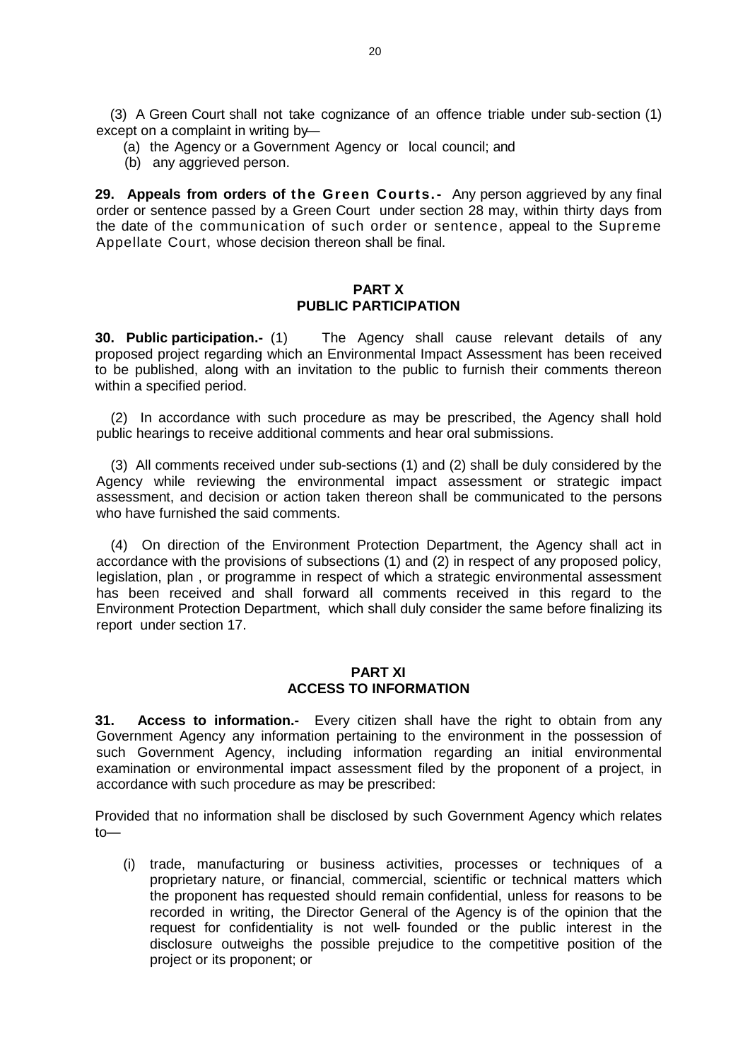(3) A Green Court shall not take cognizance of an offence triable under sub-section (1) except on a complaint in writing by—

(a) the Agency or a Government Agency or local council; and

(b) any aggrieved person.

**29. Appeals from orders of the Green Courts.-** Any person aggrieved by any final order or sentence passed by a Green Court under section 28 may, within thirty days from the date of the communication of such order or sentence, appeal to the Supreme Appellate Court, whose decision thereon shall be final.

## PART X
## PUBLIC PARTICIPATION

**30. Public participation.-** (1) The Agency shall cause relevant details of any proposed project regarding which an Environmental Impact Assessment has been received to be published, along with an invitation to the public to furnish their comments thereon within a specified period.

(2) In accordance with such procedure as may be prescribed, the Agency shall hold public hearings to receive additional comments and hear oral submissions.

(3) All comments received under sub-sections (1) and (2) shall be duly considered by the Agency while reviewing the environmental impact assessment or strategic impact assessment, and decision or action taken thereon shall be communicated to the persons who have furnished the said comments.

(4) On direction of the Environment Protection Department, the Agency shall act in accordance with the provisions of subsections (1) and (2) in respect of any proposed policy, legislation, plan , or programme in respect of which a strategic environmental assessment has been received and shall forward all comments received in this regard to the Environment Protection Department, which shall duly consider the same before finalizing its report under section 17.

## PART XI
## ACCESS TO INFORMATION

**31. Access to information.-** Every citizen shall have the right to obtain from any Government Agency any information pertaining to the environment in the possession of such Government Agency, including information regarding an initial environmental examination or environmental impact assessment filed by the proponent of a project, in accordance with such procedure as may be prescribed:

Provided that no information shall be disclosed by such Government Agency which relates to—

(i) trade, manufacturing or business activities, processes or techniques of a proprietary nature, or financial, commercial, scientific or technical matters which the proponent has requested should remain confidential, unless for reasons to be recorded in writing, the Director General of the Agency is of the opinion that the request for confidentiality is not well- founded or the public interest in the disclosure outweighs the possible prejudice to the competitive position of the project or its proponent; or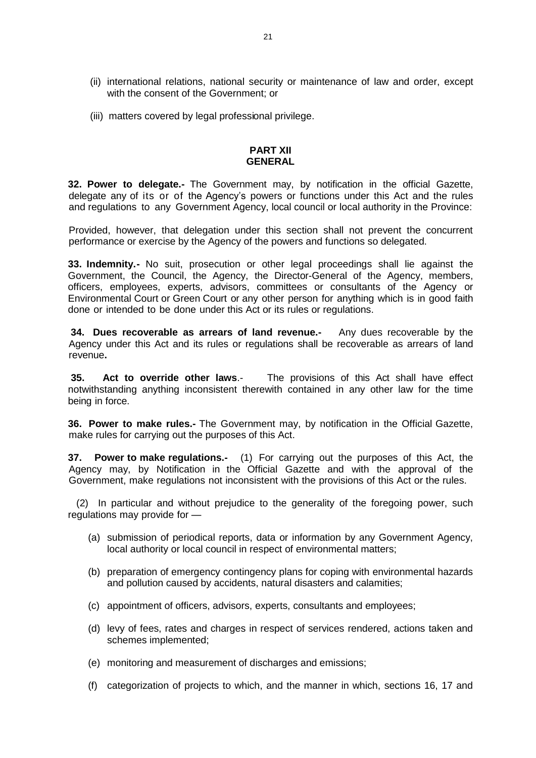(ii) international relations, national security or maintenance of law and order, except with the consent of the Government; or

(iii) matters covered by legal professional privilege.

## PART XII
## GENERAL

**32. Power to delegate.-** The Government may, by notification in the official Gazette, delegate any of its or of the Agency's powers or functions under this Act and the rules and regulations to any Government Agency, local council or local authority in the Province:

Provided, however, that delegation under this section shall not prevent the concurrent performance or exercise by the Agency of the powers and functions so delegated.

**33. Indemnity.-** No suit, prosecution or other legal proceedings shall lie against the Government, the Council, the Agency, the Director-General of the Agency, members, officers, employees, experts, advisors, committees or consultants of the Agency or Environmental Court or Green Court or any other person for anything which is in good faith done or intended to be done under this Act or its rules or regulations.

**34. Dues recoverable as arrears of land revenue.-** Any dues recoverable by the Agency under this Act and its rules or regulations shall be recoverable as arrears of land revenue**.**

**35. Act to override other laws**.- The provisions of this Act shall have effect notwithstanding anything inconsistent therewith contained in any other law for the time being in force.

**36. Power to make rules.-** The Government may, by notification in the Official Gazette, make rules for carrying out the purposes of this Act.

**37. Power to make regulations.-** (1) For carrying out the purposes of this Act, the Agency may, by Notification in the Official Gazette and with the approval of the Government, make regulations not inconsistent with the provisions of this Act or the rules.

(2) In particular and without prejudice to the generality of the foregoing power, such regulations may provide for —

(a) submission of periodical reports, data or information by any Government Agency, local authority or local council in respect of environmental matters;

(b) preparation of emergency contingency plans for coping with environmental hazards and pollution caused by accidents, natural disasters and calamities;

(c) appointment of officers, advisors, experts, consultants and employees;

(d) levy of fees, rates and charges in respect of services rendered, actions taken and schemes implemented;

(e) monitoring and measurement of discharges and emissions;

(f) categorization of projects to which, and the manner in which, sections 16, 17 and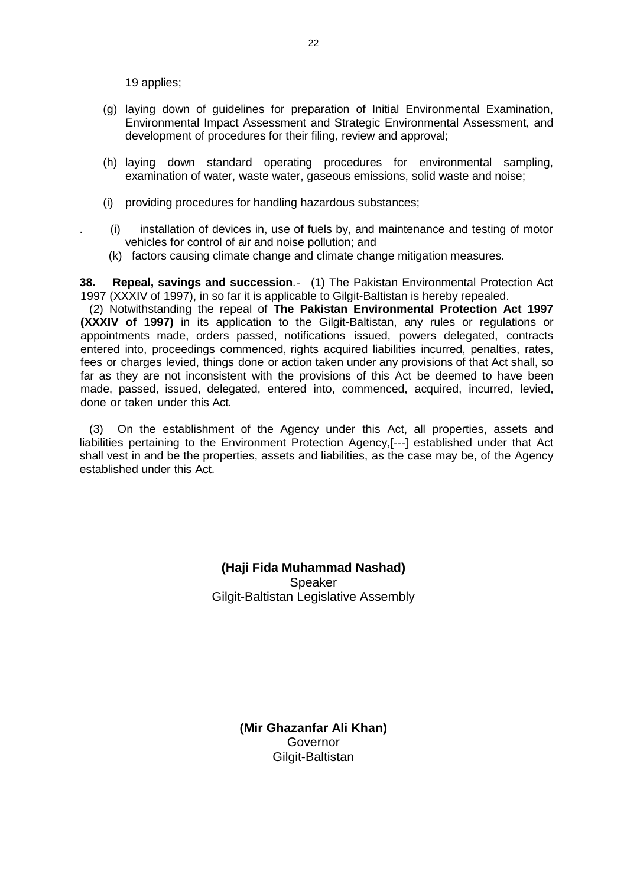19 applies;

(g) laying down of guidelines for preparation of Initial Environmental Examination, Environmental Impact Assessment and Strategic Environmental Assessment, and development of procedures for their filing, review and approval;

(h) laying down standard operating procedures for environmental sampling, examination of water, waste water, gaseous emissions, solid waste and noise;

(i) providing procedures for handling hazardous substances;

. (i) installation of devices in, use of fuels by, and maintenance and testing of motor vehicles for control of air and noise pollution; and

(k) factors causing climate change and climate change mitigation measures.

**38. Repeal, savings and succession**.- (1) The Pakistan Environmental Protection Act 1997 (XXXIV of 1997), in so far it is applicable to Gilgit-Baltistan is hereby repealed.

(2) Notwithstanding the repeal of **The Pakistan Environmental Protection Act 1997 (XXXIV of 1997)** in its application to the Gilgit-Baltistan, any rules or regulations or appointments made, orders passed, notifications issued, powers delegated, contracts entered into, proceedings commenced, rights acquired liabilities incurred, penalties, rates, fees or charges levied, things done or action taken under any provisions of that Act shall, so far as they are not inconsistent with the provisions of this Act be deemed to have been made, passed, issued, delegated, entered into, commenced, acquired, incurred, levied, done or taken under this Act.

(3) On the establishment of the Agency under this Act, all properties, assets and liabilities pertaining to the Environment Protection Agency,[---] established under that Act shall vest in and be the properties, assets and liabilities, as the case may be, of the Agency established under this Act.

**(Haji Fida Muhammad Nashad)**
Speaker
Gilgit-Baltistan Legislative Assembly

**(Mir Ghazanfar Ali Khan)**
Governor
Gilgit-Baltistan